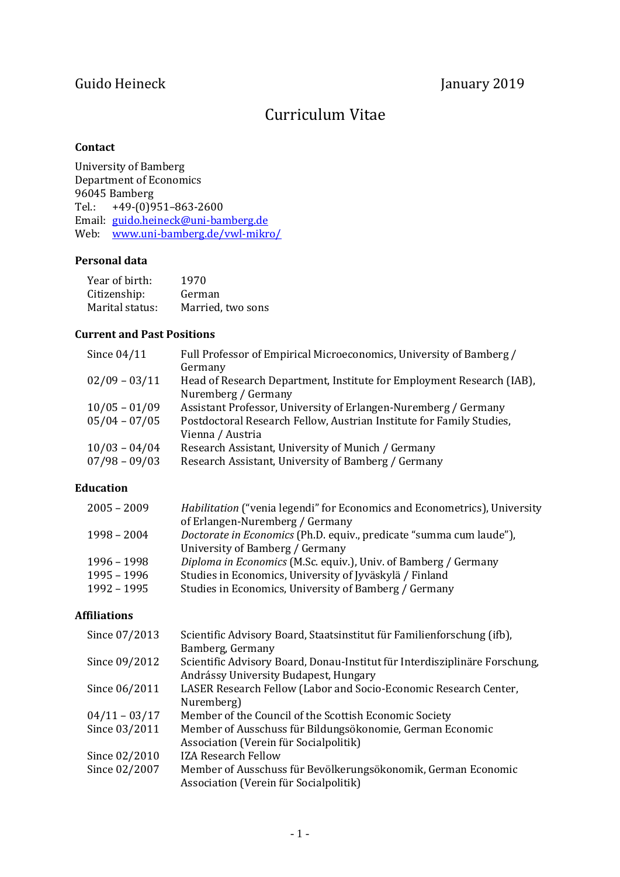Guido Heineck — January 2019

# Curriculum Vitae

### Contact

University of Bamberg
Department of Economics
96045 Bamberg
Tel.: +49-(0)951–863-2600
Email: guido.heineck@uni-bamberg.de
Web: www.uni-bamberg.de/vwl-mikro/

### Personal data

| | |
|---|---|
| Year of birth: | 1970 |
| Citizenship: | German |
| Marital status: | Married, two sons |

### Current and Past Positions

| | |
|---|---|
| Since 04/11 | Full Professor of Empirical Microeconomics, University of Bamberg / Germany |
| 02/09 – 03/11 | Head of Research Department, Institute for Employment Research (IAB), Nuremberg / Germany |
| 10/05 – 01/09 | Assistant Professor, University of Erlangen-Nuremberg / Germany |
| 05/04 – 07/05 | Postdoctoral Research Fellow, Austrian Institute for Family Studies, Vienna / Austria |
| 10/03 – 04/04 | Research Assistant, University of Munich / Germany |
| 07/98 – 09/03 | Research Assistant, University of Bamberg / Germany |

### Education

| | |
|---|---|
| 2005 – 2009 | *Habilitation* ("venia legendi" for Economics and Econometrics), University of Erlangen-Nuremberg / Germany |
| 1998 – 2004 | *Doctorate in Economics* (Ph.D. equiv., predicate "summa cum laude"), University of Bamberg / Germany |
| 1996 – 1998 | *Diploma in Economics* (M.Sc. equiv.), Univ. of Bamberg / Germany |
| 1995 – 1996 | Studies in Economics, University of Jyväskylä / Finland |
| 1992 – 1995 | Studies in Economics, University of Bamberg / Germany |

### Affiliations

| | |
|---|---|
| Since 07/2013 | Scientific Advisory Board, Staatsinstitut für Familienforschung (ifb), Bamberg, Germany |
| Since 09/2012 | Scientific Advisory Board, Donau-Institut für Interdisziplinäre Forschung, Andrássy University Budapest, Hungary |
| Since 06/2011 | LASER Research Fellow (Labor and Socio-Economic Research Center, Nuremberg) |
| 04/11 – 03/17 | Member of the Council of the Scottish Economic Society |
| Since 03/2011 | Member of Ausschuss für Bildungsökonomie, German Economic Association (Verein für Socialpolitik) |
| Since 02/2010 | IZA Research Fellow |
| Since 02/2007 | Member of Ausschuss für Bevölkerungsökonomik, German Economic Association (Verein für Socialpolitik) |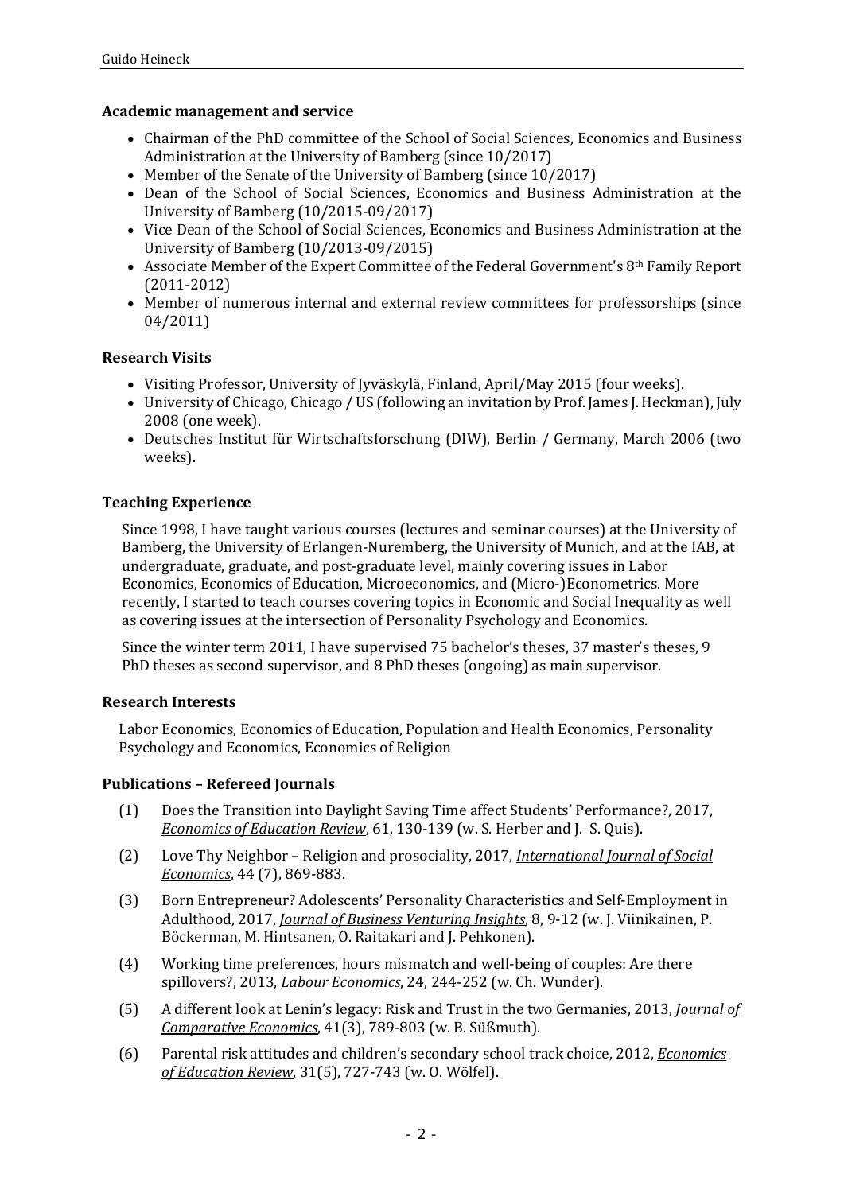## Academic management and service

- Chairman of the PhD committee of the School of Social Sciences, Economics and Business Administration at the University of Bamberg (since 10/2017)
- Member of the Senate of the University of Bamberg (since 10/2017)
- Dean of the School of Social Sciences, Economics and Business Administration at the University of Bamberg (10/2015-09/2017)
- Vice Dean of the School of Social Sciences, Economics and Business Administration at the University of Bamberg (10/2013-09/2015)
- Associate Member of the Expert Committee of the Federal Government's 8th Family Report (2011-2012)
- Member of numerous internal and external review committees for professorships (since 04/2011)

## Research Visits

- Visiting Professor, University of Jyväskylä, Finland, April/May 2015 (four weeks).
- University of Chicago, Chicago / US (following an invitation by Prof. James J. Heckman), July 2008 (one week).
- Deutsches Institut für Wirtschaftsforschung (DIW), Berlin / Germany, March 2006 (two weeks).

## Teaching Experience

Since 1998, I have taught various courses (lectures and seminar courses) at the University of Bamberg, the University of Erlangen-Nuremberg, the University of Munich, and at the IAB, at undergraduate, graduate, and post-graduate level, mainly covering issues in Labor Economics, Economics of Education, Microeconomics, and (Micro-)Econometrics. More recently, I started to teach courses covering topics in Economic and Social Inequality as well as covering issues at the intersection of Personality Psychology and Economics.

Since the winter term 2011, I have supervised 75 bachelor's theses, 37 master's theses, 9 PhD theses as second supervisor, and 8 PhD theses (ongoing) as main supervisor.

## Research Interests

Labor Economics, Economics of Education, Population and Health Economics, Personality Psychology and Economics, Economics of Religion

## Publications – Refereed Journals

(1) Does the Transition into Daylight Saving Time affect Students' Performance?, 2017, *Economics of Education Review*, 61, 130-139 (w. S. Herber and J. S. Quis).

(2) Love Thy Neighbor – Religion and prosociality, 2017, *International Journal of Social Economics*, 44 (7), 869-883.

(3) Born Entrepreneur? Adolescents' Personality Characteristics and Self-Employment in Adulthood, 2017, *Journal of Business Venturing Insights*, 8, 9-12 (w. J. Viinikainen, P. Böckerman, M. Hintsanen, O. Raitakari and J. Pehkonen).

(4) Working time preferences, hours mismatch and well-being of couples: Are there spillovers?, 2013, *Labour Economics*, 24, 244-252 (w. Ch. Wunder).

(5) A different look at Lenin's legacy: Risk and Trust in the two Germanies, 2013, *Journal of Comparative Economics*, 41(3), 789-803 (w. B. Süßmuth).

(6) Parental risk attitudes and children's secondary school track choice, 2012, *Economics of Education Review*, 31(5), 727-743 (w. O. Wölfel).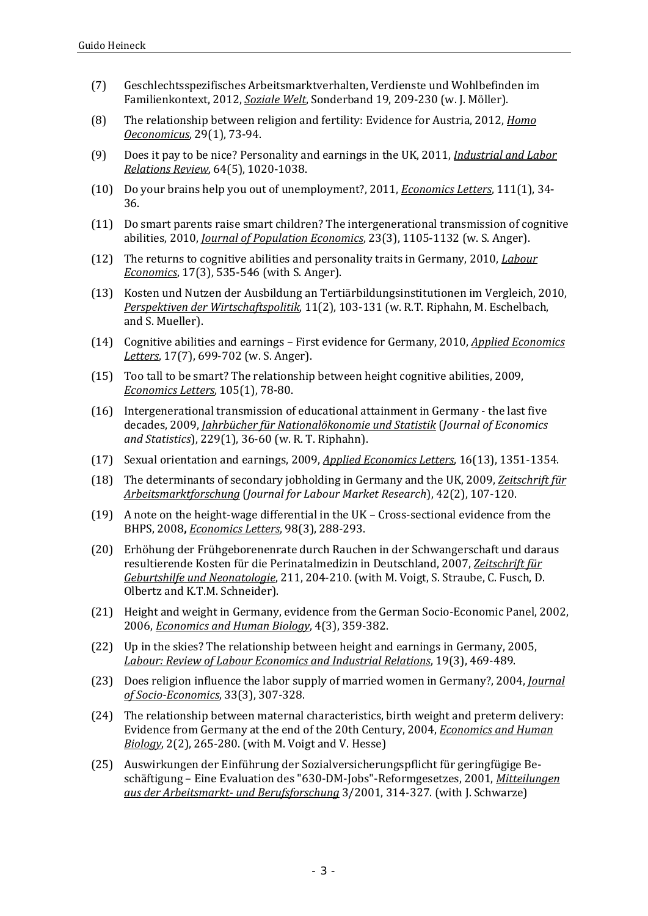(7) Geschlechtsspezifisches Arbeitsmarktverhalten, Verdienste und Wohlbefinden im Familienkontext, 2012, *Soziale Welt*, Sonderband 19, 209-230 (w. J. Möller).

(8) The relationship between religion and fertility: Evidence for Austria, 2012, *Homo Oeconomicus*, 29(1), 73-94.

(9) Does it pay to be nice? Personality and earnings in the UK, 2011, ***Industrial and Labor Relations Review***, 64(5), 1020-1038.

(10) Do your brains help you out of unemployment?, 2011, *Economics Letters*, 111(1), 34-36.

(11) Do smart parents raise smart children? The intergenerational transmission of cognitive abilities, 2010, *Journal of Population Economics*, 23(3), 1105-1132 (w. S. Anger).

(12) The returns to cognitive abilities and personality traits in Germany, 2010, *Labour Economics*, 17(3), 535-546 (with S. Anger).

(13) Kosten und Nutzen der Ausbildung an Tertiärbildungsinstitutionen im Vergleich, 2010, *Perspektiven der Wirtschaftspolitik*, 11(2), 103-131 (w. R.T. Riphahn, M. Eschelbach, and S. Mueller).

(14) Cognitive abilities and earnings – First evidence for Germany, 2010, *Applied Economics Letters*, 17(7), 699-702 (w. S. Anger).

(15) Too tall to be smart? The relationship between height cognitive abilities, 2009, *Economics Letters*, 105(1), 78-80.

(16) Intergenerational transmission of educational attainment in Germany - the last five decades, 2009, *Jahrbücher für Nationalökonomie und Statistik* (*Journal of Economics and Statistics*), 229(1), 36-60 (w. R. T. Riphahn).

(17) Sexual orientation and earnings, 2009, *Applied Economics Letters*, 16(13), 1351-1354.

(18) The determinants of secondary jobholding in Germany and the UK, 2009, *Zeitschrift für Arbeitsmarktforschung* (*Journal for Labour Market Research*), 42(2), 107-120.

(19) A note on the height-wage differential in the UK – Cross-sectional evidence from the BHPS, 2008**,** *Economics Letters*, 98(3), 288-293.

(20) Erhöhung der Frühgeborenenrate durch Rauchen in der Schwangerschaft und daraus resultierende Kosten für die Perinatalmedizin in Deutschland, 2007, *Zeitschrift für Geburtshilfe und Neonatologie*, 211, 204-210. (with M. Voigt, S. Straube, C. Fusch, D. Olbertz and K.T.M. Schneider).

(21) Height and weight in Germany, evidence from the German Socio-Economic Panel, 2002, 2006, *Economics and Human Biology*, 4(3), 359-382.

(22) Up in the skies? The relationship between height and earnings in Germany, 2005, *Labour: Review of Labour Economics and Industrial Relations*, 19(3), 469-489.

(23) Does religion influence the labor supply of married women in Germany?, 2004, *Journal of Socio-Economics*, 33(3), 307-328.

(24) The relationship between maternal characteristics, birth weight and preterm delivery: Evidence from Germany at the end of the 20th Century, 2004, *Economics and Human Biology*, 2(2), 265-280. (with M. Voigt and V. Hesse)

(25) Auswirkungen der Einführung der Sozialversicherungspflicht für geringfügige Beschäftigung – Eine Evaluation des "630-DM-Jobs"-Reformgesetzes, 2001, *Mitteilungen aus der Arbeitsmarkt- und Berufsforschung* 3/2001, 314-327. (with J. Schwarze)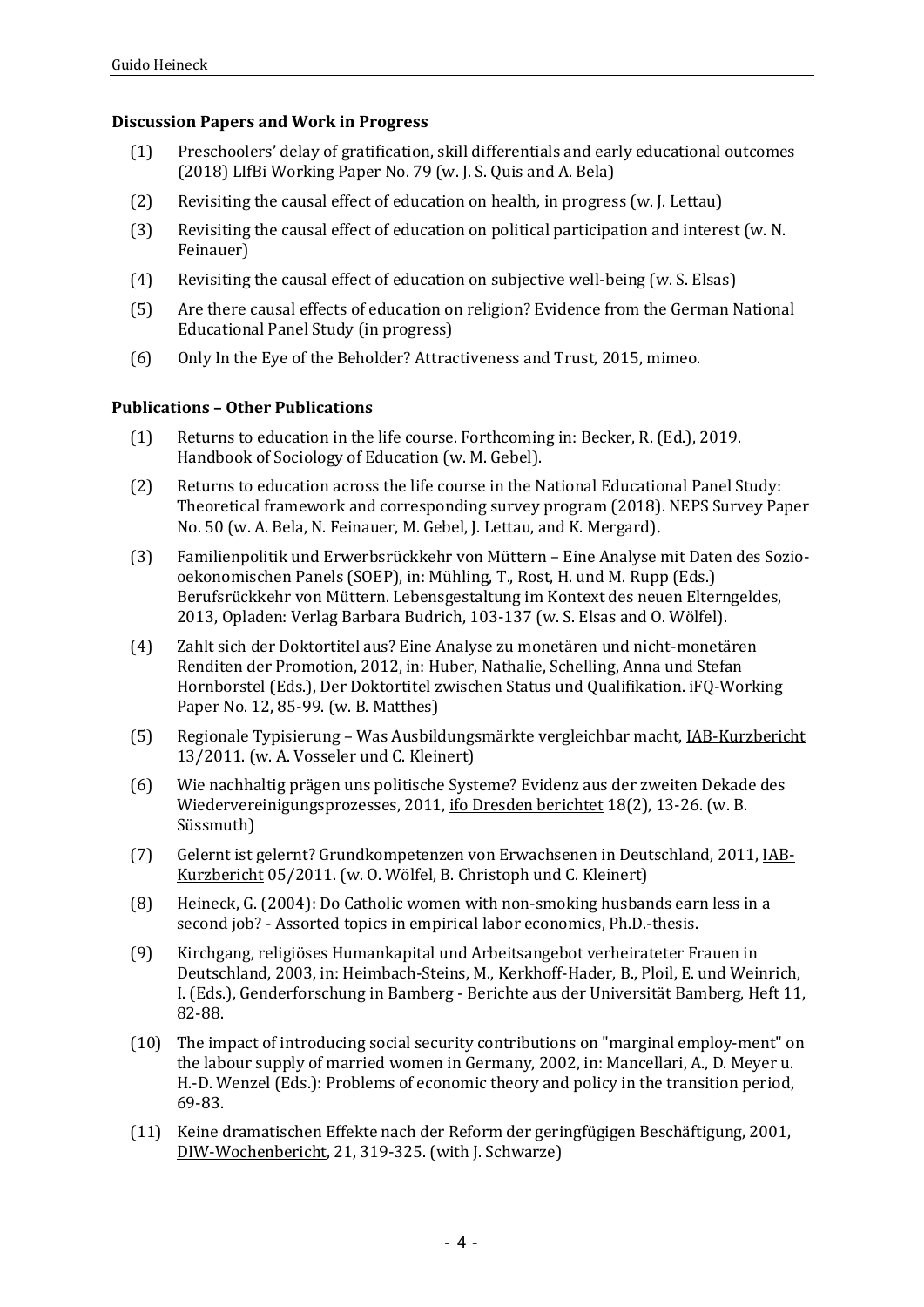**Discussion Papers and Work in Progress**

(1) Preschoolers' delay of gratification, skill differentials and early educational outcomes (2018) LIfBi Working Paper No. 79 (w. J. S. Quis and A. Bela)

(2) Revisiting the causal effect of education on health, in progress (w. J. Lettau)

(3) Revisiting the causal effect of education on political participation and interest (w. N. Feinauer)

(4) Revisiting the causal effect of education on subjective well-being (w. S. Elsas)

(5) Are there causal effects of education on religion? Evidence from the German National Educational Panel Study (in progress)

(6) Only In the Eye of the Beholder? Attractiveness and Trust, 2015, mimeo.

**Publications – Other Publications**

(1) Returns to education in the life course. Forthcoming in: Becker, R. (Ed.), 2019. Handbook of Sociology of Education (w. M. Gebel).

(2) Returns to education across the life course in the National Educational Panel Study: Theoretical framework and corresponding survey program (2018). NEPS Survey Paper No. 50 (w. A. Bela, N. Feinauer, M. Gebel, J. Lettau, and K. Mergard).

(3) Familienpolitik und Erwerbsrückkehr von Müttern – Eine Analyse mit Daten des Sozio-oekonomischen Panels (SOEP), in: Mühling, T., Rost, H. und M. Rupp (Eds.) Berufsrückkehr von Müttern. Lebensgestaltung im Kontext des neuen Elterngeldes, 2013, Opladen: Verlag Barbara Budrich, 103-137 (w. S. Elsas and O. Wölfel).

(4) Zahlt sich der Doktortitel aus? Eine Analyse zu monetären und nicht-monetären Renditen der Promotion, 2012, in: Huber, Nathalie, Schelling, Anna und Stefan Hornborstel (Eds.), Der Doktortitel zwischen Status und Qualifikation. iFQ-Working Paper No. 12, 85-99. (w. B. Matthes)

(5) Regionale Typisierung – Was Ausbildungsmärkte vergleichbar macht, IAB-Kurzbericht 13/2011. (w. A. Vosseler und C. Kleinert)

(6) Wie nachhaltig prägen uns politische Systeme? Evidenz aus der zweiten Dekade des Wiedervereinigungsprozesses, 2011, ifo Dresden berichtet 18(2), 13-26. (w. B. Süssmuth)

(7) Gelernt ist gelernt? Grundkompetenzen von Erwachsenen in Deutschland, 2011, IAB-Kurzbericht 05/2011. (w. O. Wölfel, B. Christoph und C. Kleinert)

(8) Heineck, G. (2004): Do Catholic women with non-smoking husbands earn less in a second job? - Assorted topics in empirical labor economics, Ph.D.-thesis.

(9) Kirchgang, religiöses Humankapital und Arbeitsangebot verheirateter Frauen in Deutschland, 2003, in: Heimbach-Steins, M., Kerkhoff-Hader, B., Ploil, E. und Weinrich, I. (Eds.), Genderforschung in Bamberg - Berichte aus der Universität Bamberg, Heft 11, 82-88.

(10) The impact of introducing social security contributions on "marginal employ-ment" on the labour supply of married women in Germany, 2002, in: Mancellari, A., D. Meyer u. H.-D. Wenzel (Eds.): Problems of economic theory and policy in the transition period, 69-83.

(11) Keine dramatischen Effekte nach der Reform der geringfügigen Beschäftigung, 2001, DIW-Wochenbericht, 21, 319-325. (with J. Schwarze)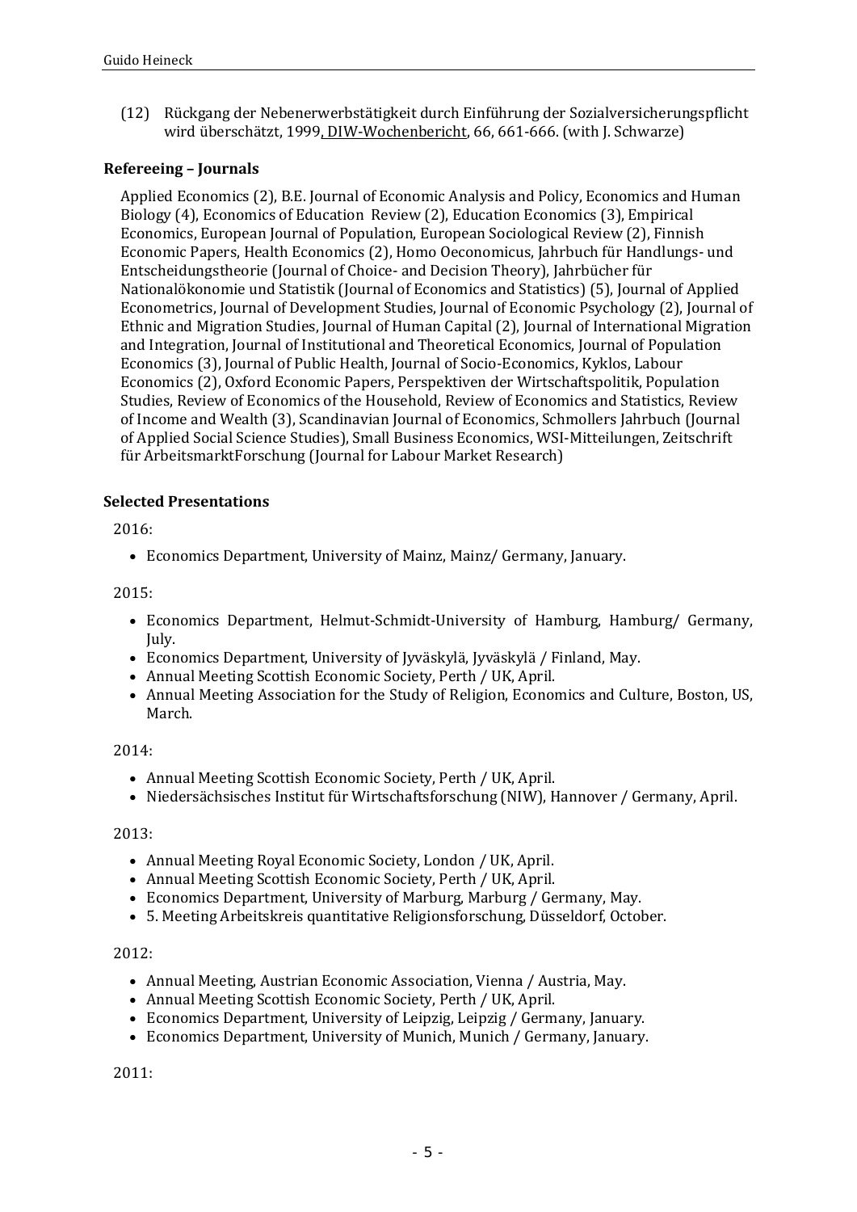(12) Rückgang der Nebenerwerbstätigkeit durch Einführung der Sozialversicherungspflicht wird überschätzt, 1999, DIW-Wochenbericht, 66, 661-666. (with J. Schwarze)

### Refereeing – Journals

Applied Economics (2), B.E. Journal of Economic Analysis and Policy, Economics and Human Biology (4), Economics of Education Review (2), Education Economics (3), Empirical Economics, European Journal of Population, European Sociological Review (2), Finnish Economic Papers, Health Economics (2), Homo Oeconomicus, Jahrbuch für Handlungs- und Entscheidungstheorie (Journal of Choice- and Decision Theory), Jahrbücher für Nationalökonomie und Statistik (Journal of Economics and Statistics) (5), Journal of Applied Econometrics, Journal of Development Studies, Journal of Economic Psychology (2), Journal of Ethnic and Migration Studies, Journal of Human Capital (2), Journal of International Migration and Integration, Journal of Institutional and Theoretical Economics, Journal of Population Economics (3), Journal of Public Health, Journal of Socio-Economics, Kyklos, Labour Economics (2), Oxford Economic Papers, Perspektiven der Wirtschaftspolitik, Population Studies, Review of Economics of the Household, Review of Economics and Statistics, Review of Income and Wealth (3), Scandinavian Journal of Economics, Schmollers Jahrbuch (Journal of Applied Social Science Studies), Small Business Economics, WSI-Mitteilungen, Zeitschrift für ArbeitsmarktForschung (Journal for Labour Market Research)

### Selected Presentations

2016:

- Economics Department, University of Mainz, Mainz/ Germany, January.

2015:

- Economics Department, Helmut-Schmidt-University of Hamburg, Hamburg/ Germany, July.
- Economics Department, University of Jyväskylä, Jyväskylä / Finland, May.
- Annual Meeting Scottish Economic Society, Perth / UK, April.
- Annual Meeting Association for the Study of Religion, Economics and Culture, Boston, US, March.

2014:

- Annual Meeting Scottish Economic Society, Perth / UK, April.
- Niedersächsisches Institut für Wirtschaftsforschung (NIW), Hannover / Germany, April.

2013:

- Annual Meeting Royal Economic Society, London / UK, April.
- Annual Meeting Scottish Economic Society, Perth / UK, April.
- Economics Department, University of Marburg, Marburg / Germany, May.
- 5. Meeting Arbeitskreis quantitative Religionsforschung, Düsseldorf, October.

2012:

- Annual Meeting, Austrian Economic Association, Vienna / Austria, May.
- Annual Meeting Scottish Economic Society, Perth / UK, April.
- Economics Department, University of Leipzig, Leipzig / Germany, January.
- Economics Department, University of Munich, Munich / Germany, January.

2011: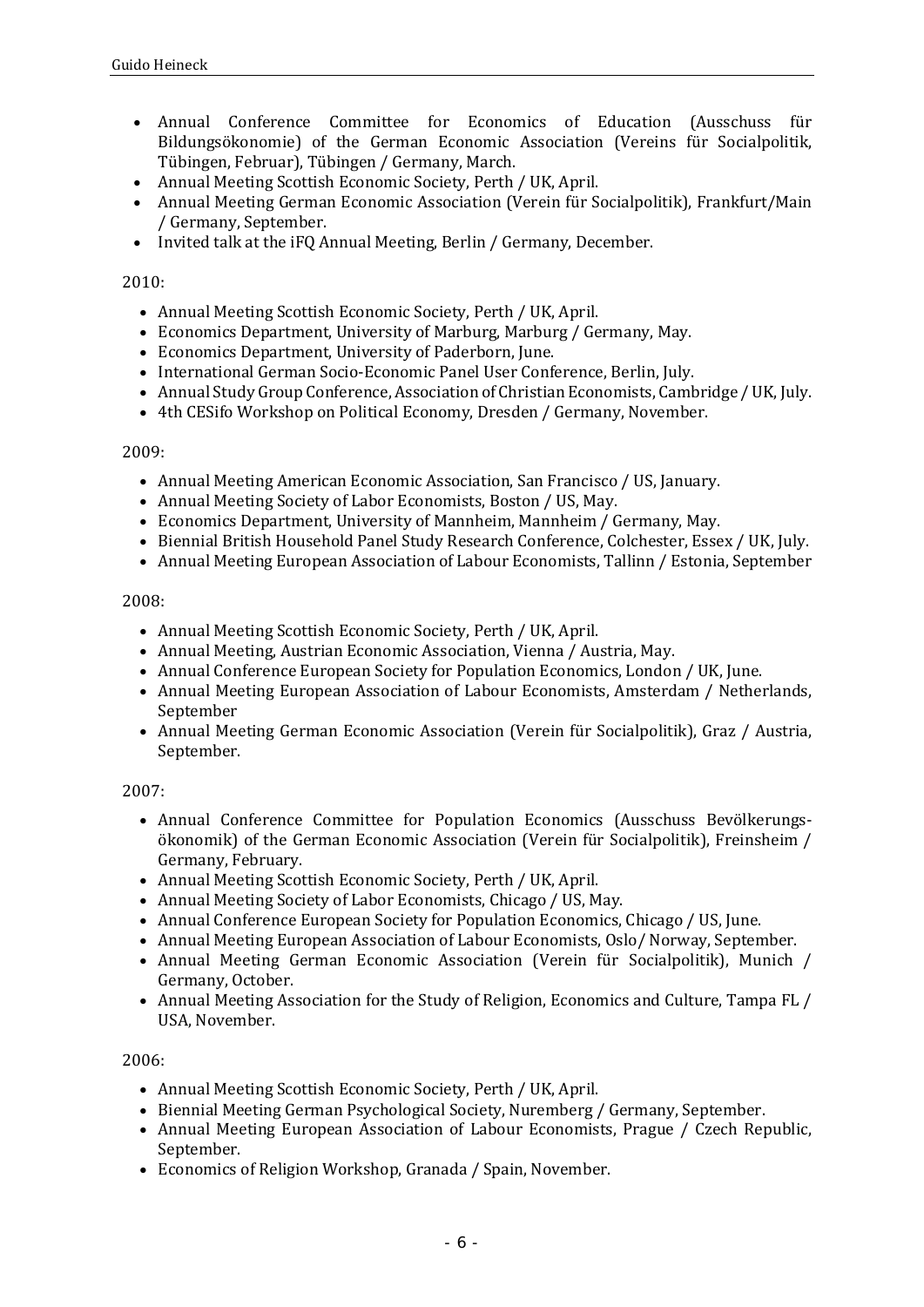- Annual Conference Committee for Economics of Education (Ausschuss für Bildungsökonomie) of the German Economic Association (Vereins für Socialpolitik, Tübingen, Februar), Tübingen / Germany, March.
- Annual Meeting Scottish Economic Society, Perth / UK, April.
- Annual Meeting German Economic Association (Verein für Socialpolitik), Frankfurt/Main / Germany, September.
- Invited talk at the iFQ Annual Meeting, Berlin / Germany, December.

2010:

- Annual Meeting Scottish Economic Society, Perth / UK, April.
- Economics Department, University of Marburg, Marburg / Germany, May.
- Economics Department, University of Paderborn, June.
- International German Socio-Economic Panel User Conference, Berlin, July.
- Annual Study Group Conference, Association of Christian Economists, Cambridge / UK, July.
- 4th CESifo Workshop on Political Economy, Dresden / Germany, November.

2009:

- Annual Meeting American Economic Association, San Francisco / US, January.
- Annual Meeting Society of Labor Economists, Boston / US, May.
- Economics Department, University of Mannheim, Mannheim / Germany, May.
- Biennial British Household Panel Study Research Conference, Colchester, Essex / UK, July.
- Annual Meeting European Association of Labour Economists, Tallinn / Estonia, September

2008:

- Annual Meeting Scottish Economic Society, Perth / UK, April.
- Annual Meeting, Austrian Economic Association, Vienna / Austria, May.
- Annual Conference European Society for Population Economics, London / UK, June.
- Annual Meeting European Association of Labour Economists, Amsterdam / Netherlands, September
- Annual Meeting German Economic Association (Verein für Socialpolitik), Graz / Austria, September.

2007:

- Annual Conference Committee for Population Economics (Ausschuss Bevölkerungsökonomik) of the German Economic Association (Verein für Socialpolitik), Freinsheim / Germany, February.
- Annual Meeting Scottish Economic Society, Perth / UK, April.
- Annual Meeting Society of Labor Economists, Chicago / US, May.
- Annual Conference European Society for Population Economics, Chicago / US, June.
- Annual Meeting European Association of Labour Economists, Oslo/ Norway, September.
- Annual Meeting German Economic Association (Verein für Socialpolitik), Munich / Germany, October.
- Annual Meeting Association for the Study of Religion, Economics and Culture, Tampa FL / USA, November.

2006:

- Annual Meeting Scottish Economic Society, Perth / UK, April.
- Biennial Meeting German Psychological Society, Nuremberg / Germany, September.
- Annual Meeting European Association of Labour Economists, Prague / Czech Republic, September.
- Economics of Religion Workshop, Granada / Spain, November.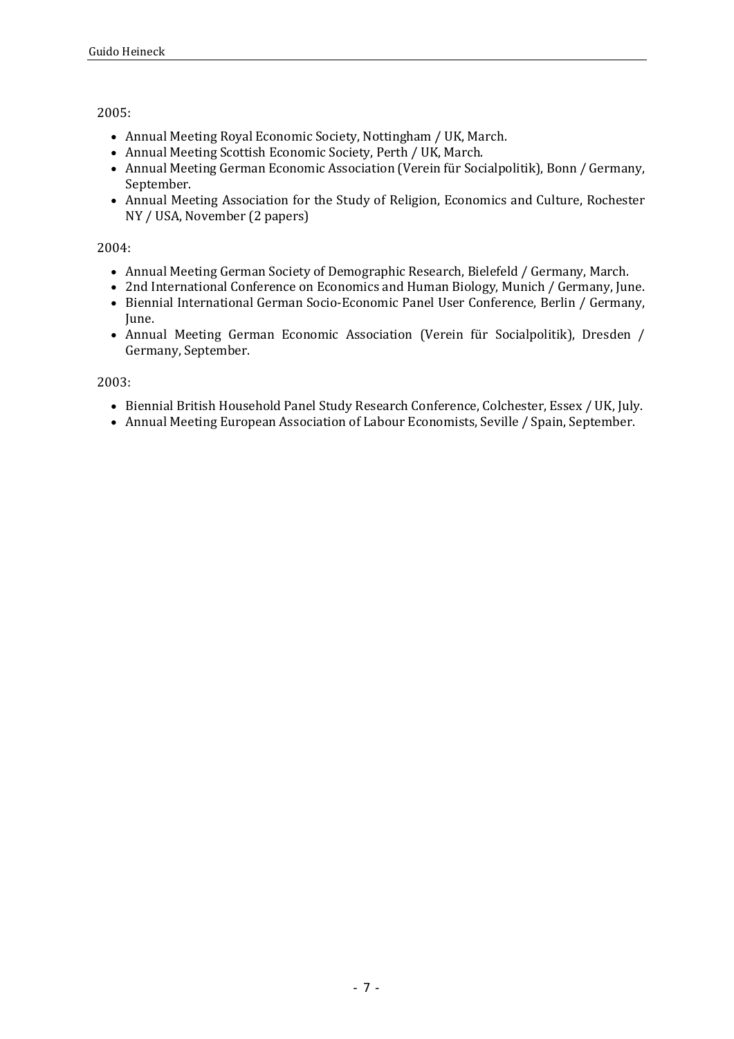2005:

- Annual Meeting Royal Economic Society, Nottingham / UK, March.
- Annual Meeting Scottish Economic Society, Perth / UK, March.
- Annual Meeting German Economic Association (Verein für Socialpolitik), Bonn / Germany, September.
- Annual Meeting Association for the Study of Religion, Economics and Culture, Rochester NY / USA, November (2 papers)

2004:

- Annual Meeting German Society of Demographic Research, Bielefeld / Germany, March.
- 2nd International Conference on Economics and Human Biology, Munich / Germany, June.
- Biennial International German Socio-Economic Panel User Conference, Berlin / Germany, June.
- Annual Meeting German Economic Association (Verein für Socialpolitik), Dresden / Germany, September.

2003:

- Biennial British Household Panel Study Research Conference, Colchester, Essex / UK, July.
- Annual Meeting European Association of Labour Economists, Seville / Spain, September.